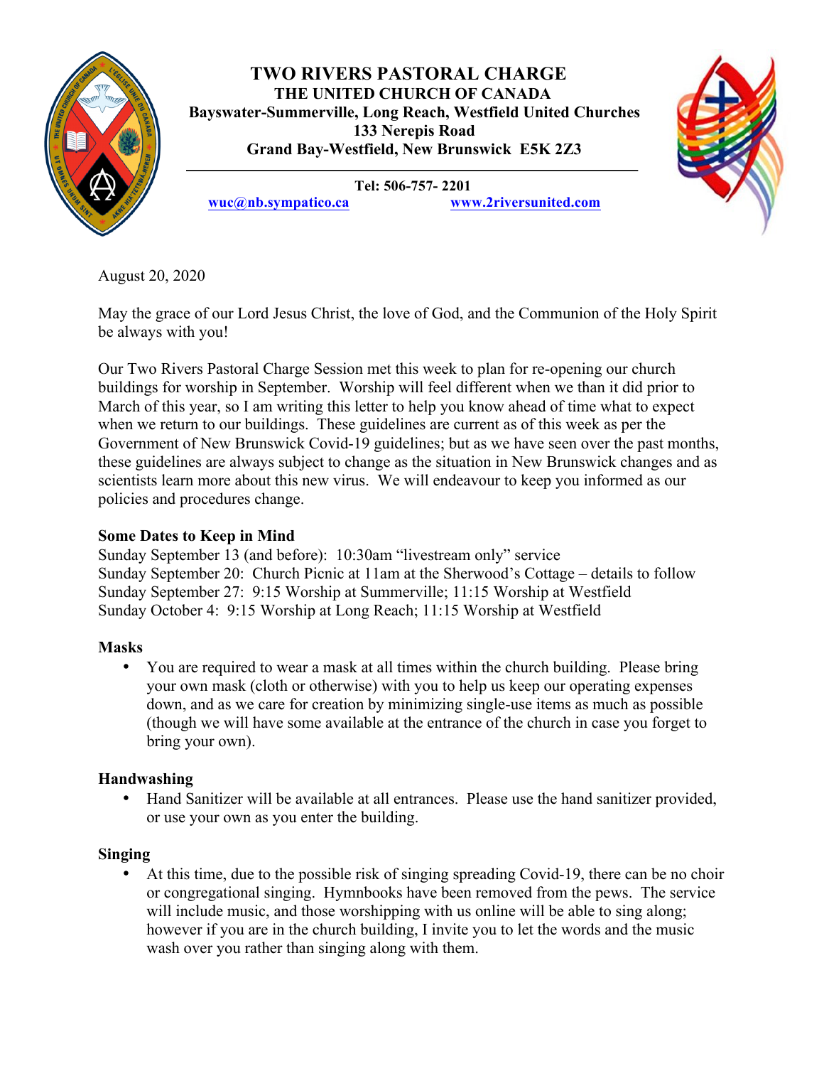# TWO RIVERS PASTORAL CHARGE

## THE UNITED CHURCH OF CANADA

**Bayswater-Summerville, Long Reach, Westfield United Churches**
**133 Nerepis Road**
**Grand Bay-Westfield, New Brunswick E5K 2Z3**

---

**Tel: 506-757- 2201**

**wuc@nb.sympatico.ca** **www.2riversunited.com**

August 20, 2020

May the grace of our Lord Jesus Christ, the love of God, and the Communion of the Holy Spirit be always with you!

Our Two Rivers Pastoral Charge Session met this week to plan for re-opening our church buildings for worship in September. Worship will feel different when we than it did prior to March of this year, so I am writing this letter to help you know ahead of time what to expect when we return to our buildings. These guidelines are current as of this week as per the Government of New Brunswick Covid-19 guidelines; but as we have seen over the past months, these guidelines are always subject to change as the situation in New Brunswick changes and as scientists learn more about this new virus. We will endeavour to keep you informed as our policies and procedures change.

### Some Dates to Keep in Mind

Sunday September 13 (and before): 10:30am "livestream only" service
Sunday September 20: Church Picnic at 11am at the Sherwood's Cottage – details to follow
Sunday September 27: 9:15 Worship at Summerville; 11:15 Worship at Westfield
Sunday October 4: 9:15 Worship at Long Reach; 11:15 Worship at Westfield

### Masks

- You are required to wear a mask at all times within the church building. Please bring your own mask (cloth or otherwise) with you to help us keep our operating expenses down, and as we care for creation by minimizing single-use items as much as possible (though we will have some available at the entrance of the church in case you forget to bring your own).

### Handwashing

- Hand Sanitizer will be available at all entrances. Please use the hand sanitizer provided, or use your own as you enter the building.

### Singing

- At this time, due to the possible risk of singing spreading Covid-19, there can be no choir or congregational singing. Hymnbooks have been removed from the pews. The service will include music, and those worshipping with us online will be able to sing along; however if you are in the church building, I invite you to let the words and the music wash over you rather than singing along with them.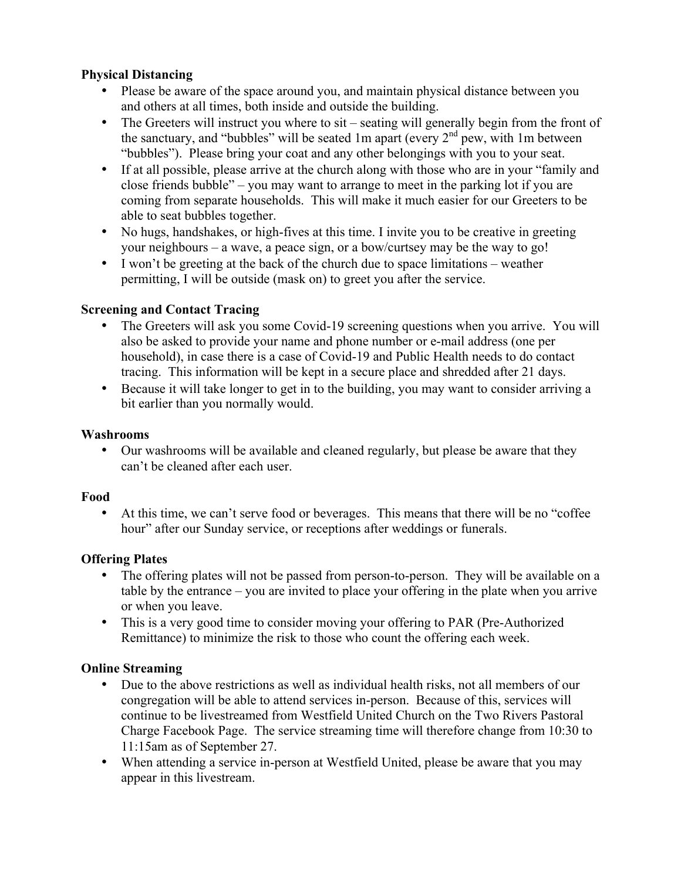**Physical Distancing**

- Please be aware of the space around you, and maintain physical distance between you and others at all times, both inside and outside the building.
- The Greeters will instruct you where to sit – seating will generally begin from the front of the sanctuary, and "bubbles" will be seated 1m apart (every 2nd pew, with 1m between "bubbles"). Please bring your coat and any other belongings with you to your seat.
- If at all possible, please arrive at the church along with those who are in your "family and close friends bubble" – you may want to arrange to meet in the parking lot if you are coming from separate households. This will make it much easier for our Greeters to be able to seat bubbles together.
- No hugs, handshakes, or high-fives at this time. I invite you to be creative in greeting your neighbours – a wave, a peace sign, or a bow/curtsey may be the way to go!
- I won't be greeting at the back of the church due to space limitations – weather permitting, I will be outside (mask on) to greet you after the service.

**Screening and Contact Tracing**

- The Greeters will ask you some Covid-19 screening questions when you arrive. You will also be asked to provide your name and phone number or e-mail address (one per household), in case there is a case of Covid-19 and Public Health needs to do contact tracing. This information will be kept in a secure place and shredded after 21 days.
- Because it will take longer to get in to the building, you may want to consider arriving a bit earlier than you normally would.

**Washrooms**

- Our washrooms will be available and cleaned regularly, but please be aware that they can't be cleaned after each user.

**Food**

- At this time, we can't serve food or beverages. This means that there will be no "coffee hour" after our Sunday service, or receptions after weddings or funerals.

**Offering Plates**

- The offering plates will not be passed from person-to-person. They will be available on a table by the entrance – you are invited to place your offering in the plate when you arrive or when you leave.
- This is a very good time to consider moving your offering to PAR (Pre-Authorized Remittance) to minimize the risk to those who count the offering each week.

**Online Streaming**

- Due to the above restrictions as well as individual health risks, not all members of our congregation will be able to attend services in-person. Because of this, services will continue to be livestreamed from Westfield United Church on the Two Rivers Pastoral Charge Facebook Page. The service streaming time will therefore change from 10:30 to 11:15am as of September 27.
- When attending a service in-person at Westfield United, please be aware that you may appear in this livestream.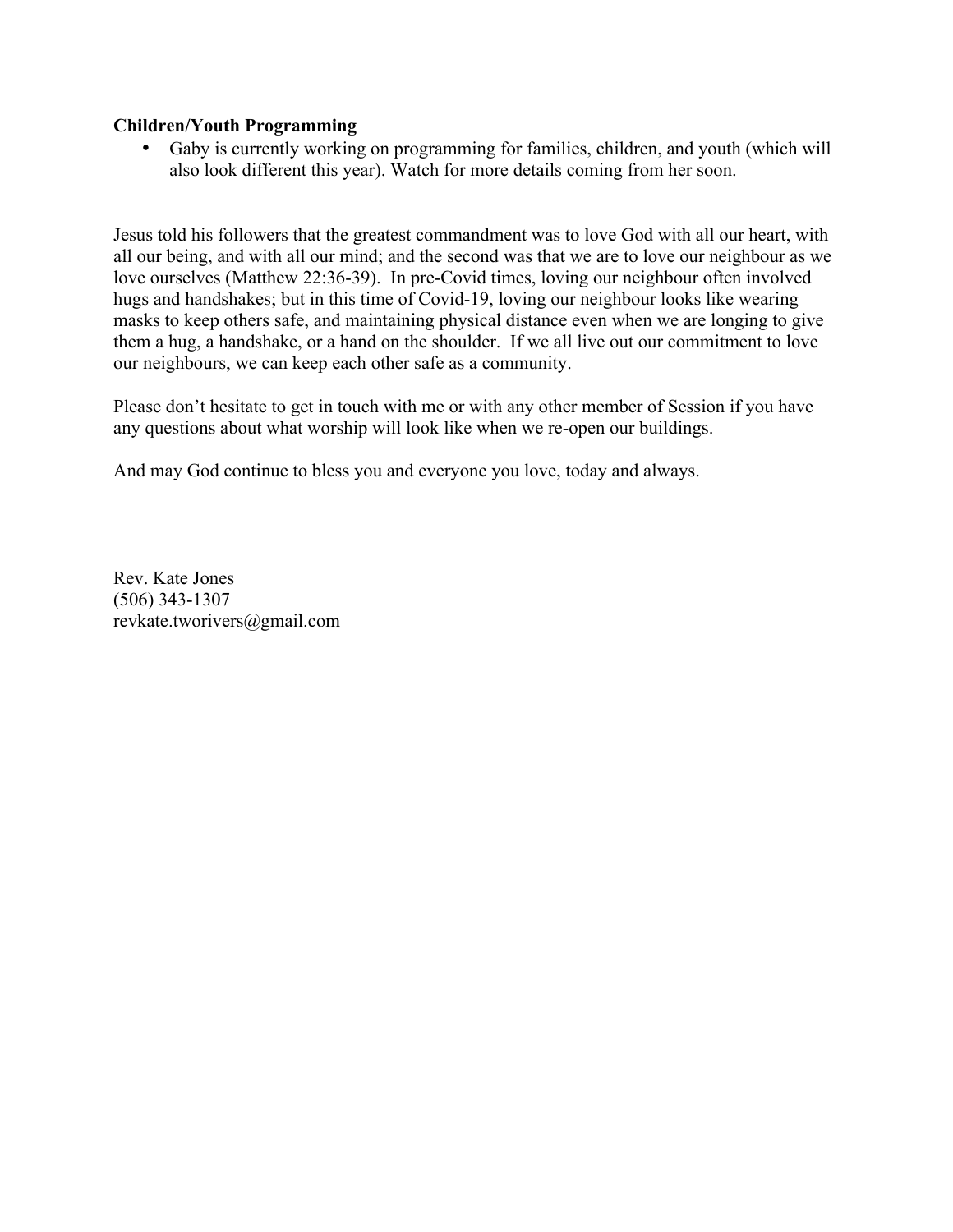**Children/Youth Programming**

- Gaby is currently working on programming for families, children, and youth (which will also look different this year). Watch for more details coming from her soon.

Jesus told his followers that the greatest commandment was to love God with all our heart, with all our being, and with all our mind; and the second was that we are to love our neighbour as we love ourselves (Matthew 22:36-39). In pre-Covid times, loving our neighbour often involved hugs and handshakes; but in this time of Covid-19, loving our neighbour looks like wearing masks to keep others safe, and maintaining physical distance even when we are longing to give them a hug, a handshake, or a hand on the shoulder. If we all live out our commitment to love our neighbours, we can keep each other safe as a community.

Please don't hesitate to get in touch with me or with any other member of Session if you have any questions about what worship will look like when we re-open our buildings.

And may God continue to bless you and everyone you love, today and always.

Rev. Kate Jones  
(506) 343-1307  
revkate.tworivers@gmail.com